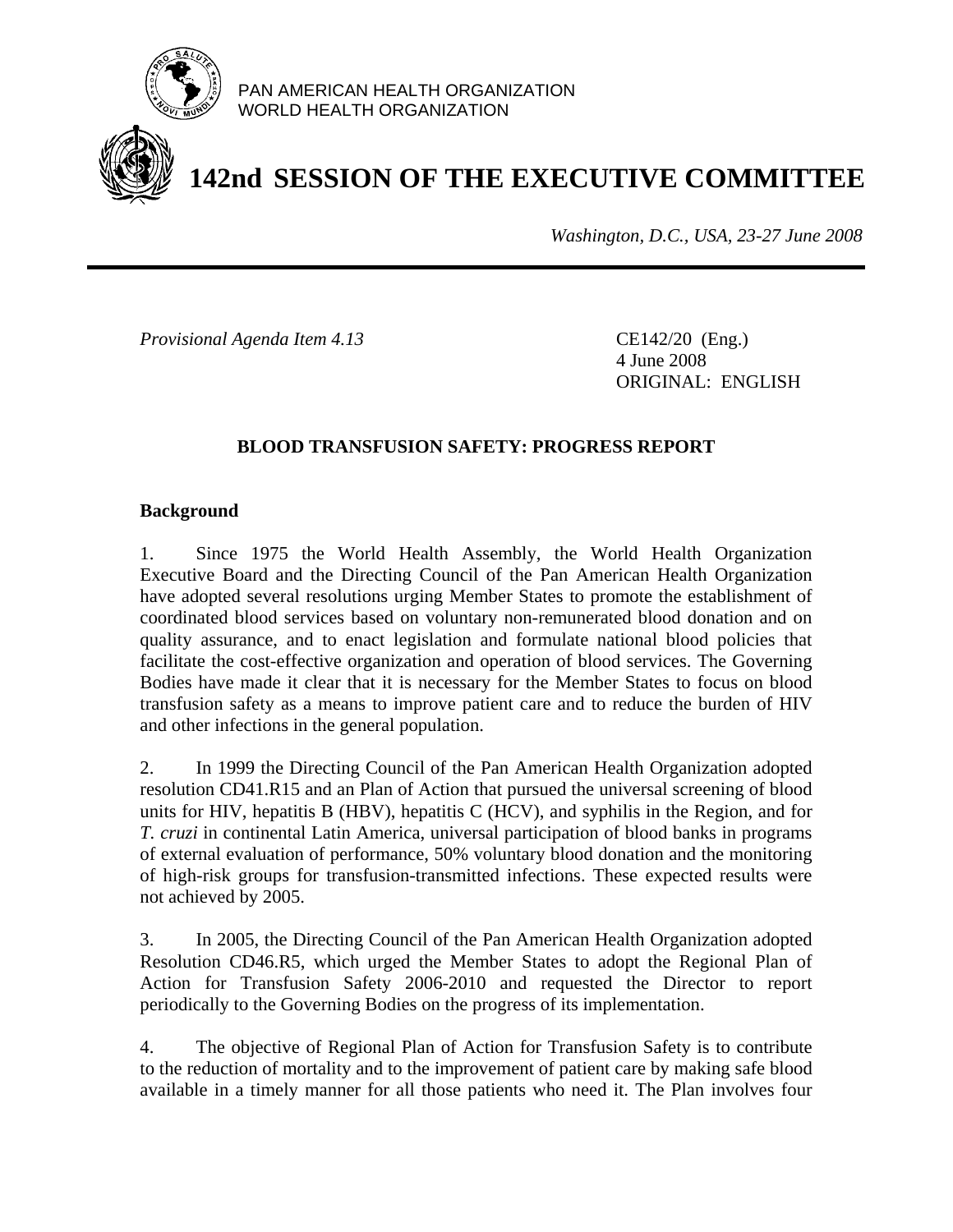PAN AMERICAN HEALTH ORGANIZATION
WORLD HEALTH ORGANIZATION

# 142nd SESSION OF THE EXECUTIVE COMMITTEE

*Washington, D.C., USA, 23-27 June 2008*

---

*Provisional Agenda Item 4.13*

CE142/20 (Eng.)
4 June 2008
ORIGINAL: ENGLISH

## BLOOD TRANSFUSION SAFETY: PROGRESS REPORT

### Background

1. Since 1975 the World Health Assembly, the World Health Organization Executive Board and the Directing Council of the Pan American Health Organization have adopted several resolutions urging Member States to promote the establishment of coordinated blood services based on voluntary non-remunerated blood donation and on quality assurance, and to enact legislation and formulate national blood policies that facilitate the cost-effective organization and operation of blood services. The Governing Bodies have made it clear that it is necessary for the Member States to focus on blood transfusion safety as a means to improve patient care and to reduce the burden of HIV and other infections in the general population.

2. In 1999 the Directing Council of the Pan American Health Organization adopted resolution CD41.R15 and an Plan of Action that pursued the universal screening of blood units for HIV, hepatitis B (HBV), hepatitis C (HCV), and syphilis in the Region, and for *T. cruzi* in continental Latin America, universal participation of blood banks in programs of external evaluation of performance, 50% voluntary blood donation and the monitoring of high-risk groups for transfusion-transmitted infections. These expected results were not achieved by 2005.

3. In 2005, the Directing Council of the Pan American Health Organization adopted Resolution CD46.R5, which urged the Member States to adopt the Regional Plan of Action for Transfusion Safety 2006-2010 and requested the Director to report periodically to the Governing Bodies on the progress of its implementation.

4. The objective of Regional Plan of Action for Transfusion Safety is to contribute to the reduction of mortality and to the improvement of patient care by making safe blood available in a timely manner for all those patients who need it. The Plan involves four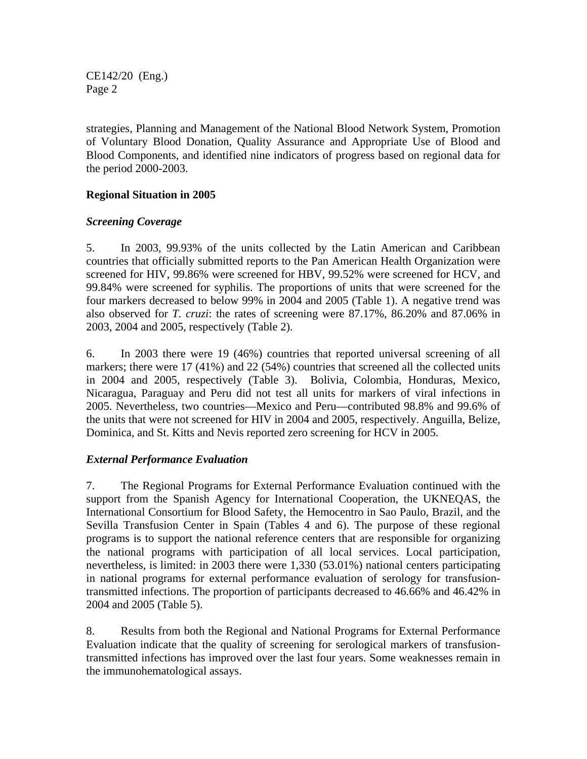strategies, Planning and Management of the National Blood Network System, Promotion of Voluntary Blood Donation, Quality Assurance and Appropriate Use of Blood and Blood Components, and identified nine indicators of progress based on regional data for the period 2000-2003.

## Regional Situation in 2005

### *Screening Coverage*

5. In 2003, 99.93% of the units collected by the Latin American and Caribbean countries that officially submitted reports to the Pan American Health Organization were screened for HIV, 99.86% were screened for HBV, 99.52% were screened for HCV, and 99.84% were screened for syphilis. The proportions of units that were screened for the four markers decreased to below 99% in 2004 and 2005 (Table 1). A negative trend was also observed for *T. cruzi*: the rates of screening were 87.17%, 86.20% and 87.06% in 2003, 2004 and 2005, respectively (Table 2).

6. In 2003 there were 19 (46%) countries that reported universal screening of all markers; there were 17 (41%) and 22 (54%) countries that screened all the collected units in 2004 and 2005, respectively (Table 3). Bolivia, Colombia, Honduras, Mexico, Nicaragua, Paraguay and Peru did not test all units for markers of viral infections in 2005. Nevertheless, two countries—Mexico and Peru—contributed 98.8% and 99.6% of the units that were not screened for HIV in 2004 and 2005, respectively. Anguilla, Belize, Dominica, and St. Kitts and Nevis reported zero screening for HCV in 2005.

### *External Performance Evaluation*

7. The Regional Programs for External Performance Evaluation continued with the support from the Spanish Agency for International Cooperation, the UKNEQAS, the International Consortium for Blood Safety, the Hemocentro in Sao Paulo, Brazil, and the Sevilla Transfusion Center in Spain (Tables 4 and 6). The purpose of these regional programs is to support the national reference centers that are responsible for organizing the national programs with participation of all local services. Local participation, nevertheless, is limited: in 2003 there were 1,330 (53.01%) national centers participating in national programs for external performance evaluation of serology for transfusion-transmitted infections. The proportion of participants decreased to 46.66% and 46.42% in 2004 and 2005 (Table 5).

8. Results from both the Regional and National Programs for External Performance Evaluation indicate that the quality of screening for serological markers of transfusion-transmitted infections has improved over the last four years. Some weaknesses remain in the immunohematological assays.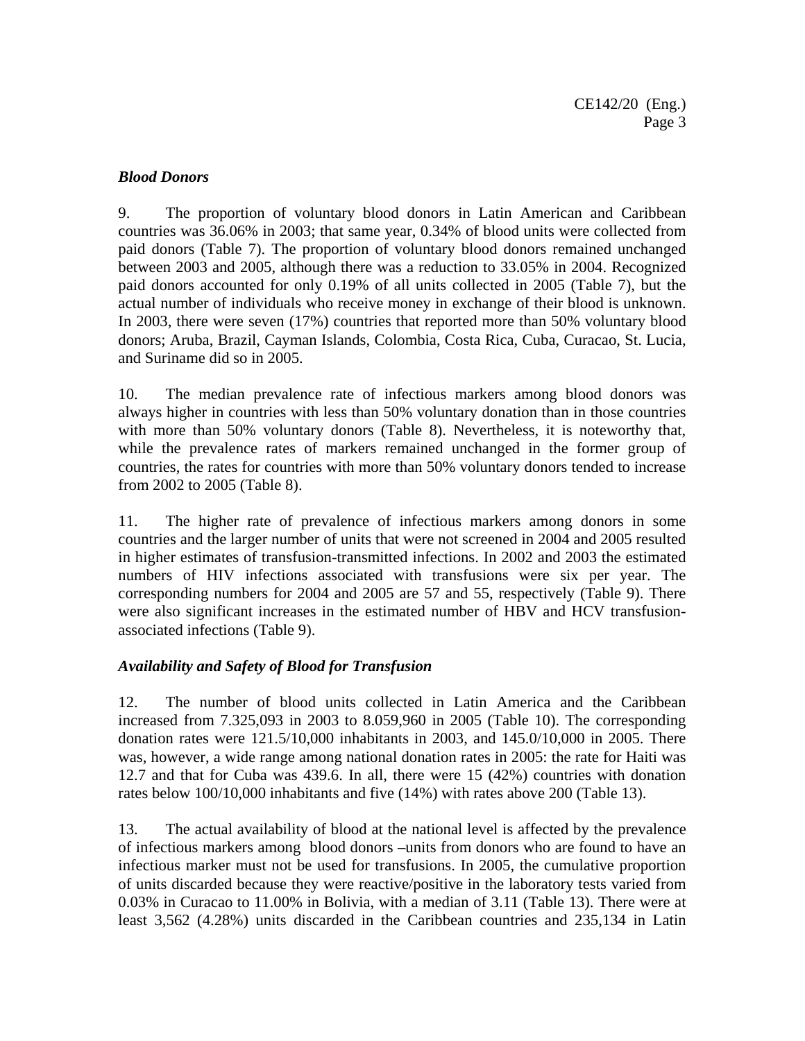### *Blood Donors*

9. The proportion of voluntary blood donors in Latin American and Caribbean countries was 36.06% in 2003; that same year, 0.34% of blood units were collected from paid donors (Table 7). The proportion of voluntary blood donors remained unchanged between 2003 and 2005, although there was a reduction to 33.05% in 2004. Recognized paid donors accounted for only 0.19% of all units collected in 2005 (Table 7), but the actual number of individuals who receive money in exchange of their blood is unknown. In 2003, there were seven (17%) countries that reported more than 50% voluntary blood donors; Aruba, Brazil, Cayman Islands, Colombia, Costa Rica, Cuba, Curacao, St. Lucia, and Suriname did so in 2005.

10. The median prevalence rate of infectious markers among blood donors was always higher in countries with less than 50% voluntary donation than in those countries with more than 50% voluntary donors (Table 8). Nevertheless, it is noteworthy that, while the prevalence rates of markers remained unchanged in the former group of countries, the rates for countries with more than 50% voluntary donors tended to increase from 2002 to 2005 (Table 8).

11. The higher rate of prevalence of infectious markers among donors in some countries and the larger number of units that were not screened in 2004 and 2005 resulted in higher estimates of transfusion-transmitted infections. In 2002 and 2003 the estimated numbers of HIV infections associated with transfusions were six per year. The corresponding numbers for 2004 and 2005 are 57 and 55, respectively (Table 9). There were also significant increases in the estimated number of HBV and HCV transfusion-associated infections (Table 9).

### *Availability and Safety of Blood for Transfusion*

12. The number of blood units collected in Latin America and the Caribbean increased from 7.325,093 in 2003 to 8.059,960 in 2005 (Table 10). The corresponding donation rates were 121.5/10,000 inhabitants in 2003, and 145.0/10,000 in 2005. There was, however, a wide range among national donation rates in 2005: the rate for Haiti was 12.7 and that for Cuba was 439.6. In all, there were 15 (42%) countries with donation rates below 100/10,000 inhabitants and five (14%) with rates above 200 (Table 13).

13. The actual availability of blood at the national level is affected by the prevalence of infectious markers among blood donors –units from donors who are found to have an infectious marker must not be used for transfusions. In 2005, the cumulative proportion of units discarded because they were reactive/positive in the laboratory tests varied from 0.03% in Curacao to 11.00% in Bolivia, with a median of 3.11 (Table 13). There were at least 3,562 (4.28%) units discarded in the Caribbean countries and 235,134 in Latin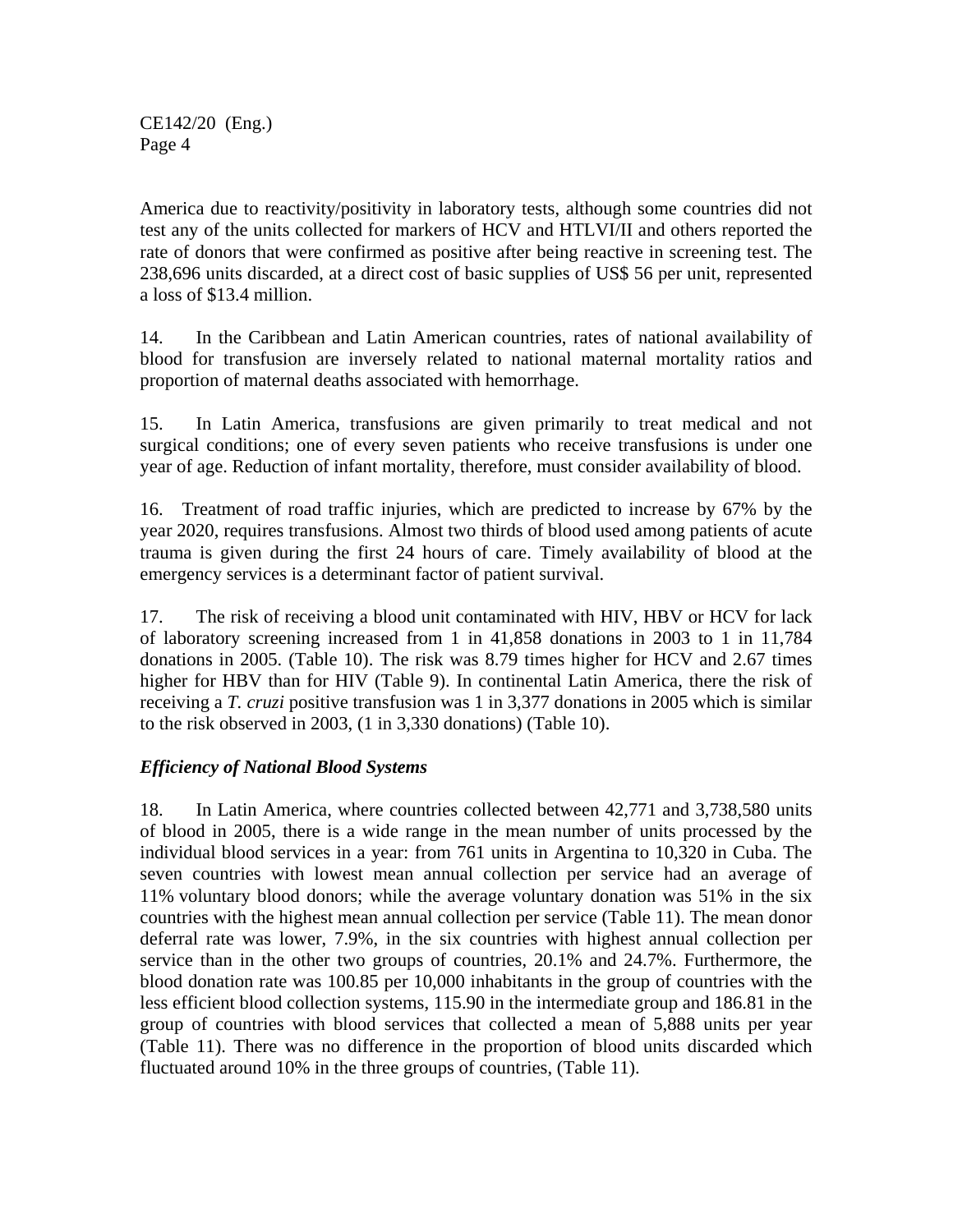America due to reactivity/positivity in laboratory tests, although some countries did not test any of the units collected for markers of HCV and HTLVI/II and others reported the rate of donors that were confirmed as positive after being reactive in screening test. The 238,696 units discarded, at a direct cost of basic supplies of US$ 56 per unit, represented a loss of $13.4 million.

14. In the Caribbean and Latin American countries, rates of national availability of blood for transfusion are inversely related to national maternal mortality ratios and proportion of maternal deaths associated with hemorrhage.

15. In Latin America, transfusions are given primarily to treat medical and not surgical conditions; one of every seven patients who receive transfusions is under one year of age. Reduction of infant mortality, therefore, must consider availability of blood.

16. Treatment of road traffic injuries, which are predicted to increase by 67% by the year 2020, requires transfusions. Almost two thirds of blood used among patients of acute trauma is given during the first 24 hours of care. Timely availability of blood at the emergency services is a determinant factor of patient survival.

17. The risk of receiving a blood unit contaminated with HIV, HBV or HCV for lack of laboratory screening increased from 1 in 41,858 donations in 2003 to 1 in 11,784 donations in 2005. (Table 10). The risk was 8.79 times higher for HCV and 2.67 times higher for HBV than for HIV (Table 9). In continental Latin America, there the risk of receiving a *T. cruzi* positive transfusion was 1 in 3,377 donations in 2005 which is similar to the risk observed in 2003, (1 in 3,330 donations) (Table 10).

### *Efficiency of National Blood Systems*

18. In Latin America, where countries collected between 42,771 and 3,738,580 units of blood in 2005, there is a wide range in the mean number of units processed by the individual blood services in a year: from 761 units in Argentina to 10,320 in Cuba. The seven countries with lowest mean annual collection per service had an average of 11% voluntary blood donors; while the average voluntary donation was 51% in the six countries with the highest mean annual collection per service (Table 11). The mean donor deferral rate was lower, 7.9%, in the six countries with highest annual collection per service than in the other two groups of countries, 20.1% and 24.7%. Furthermore, the blood donation rate was 100.85 per 10,000 inhabitants in the group of countries with the less efficient blood collection systems, 115.90 in the intermediate group and 186.81 in the group of countries with blood services that collected a mean of 5,888 units per year (Table 11). There was no difference in the proportion of blood units discarded which fluctuated around 10% in the three groups of countries, (Table 11).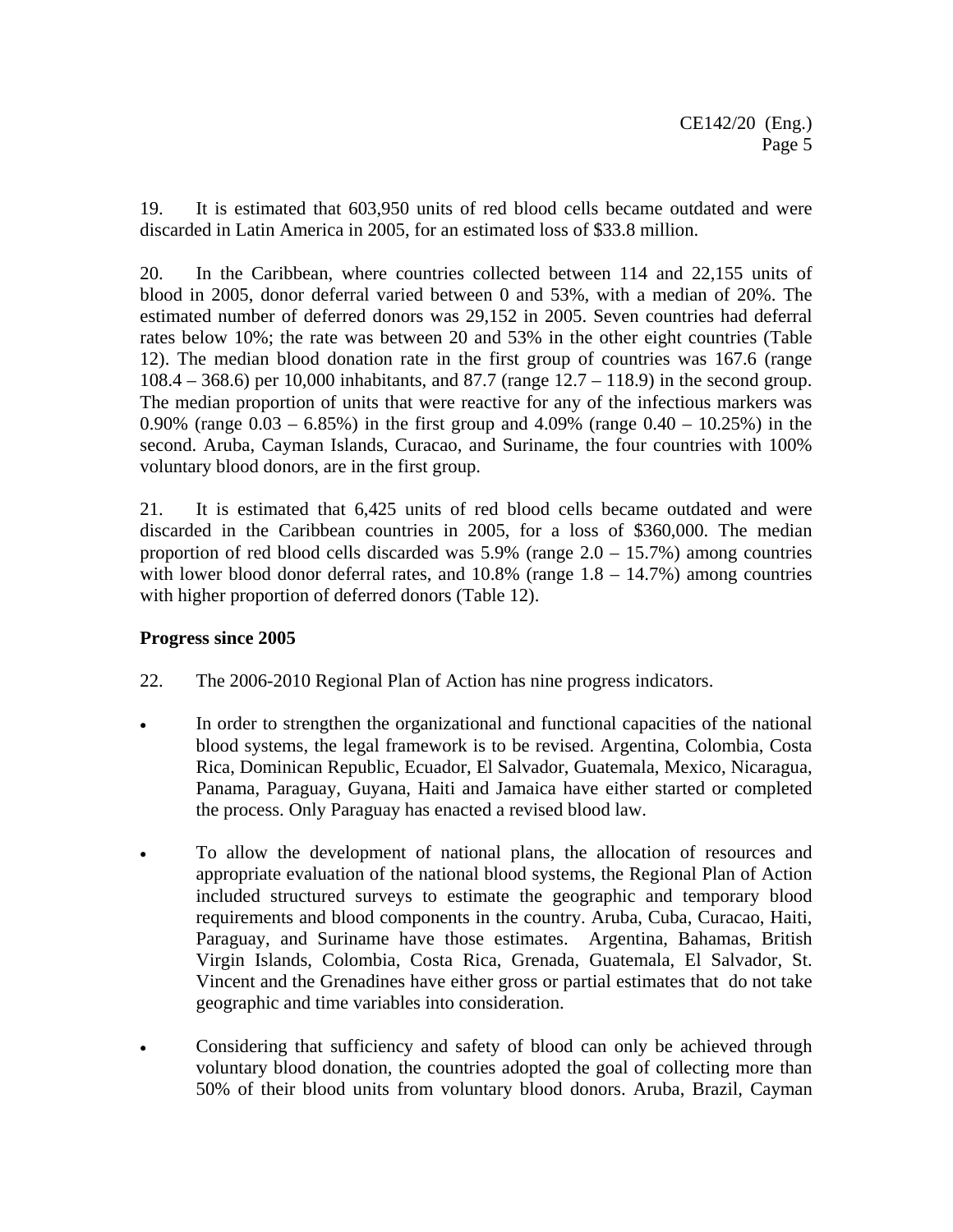19. It is estimated that 603,950 units of red blood cells became outdated and were discarded in Latin America in 2005, for an estimated loss of $33.8 million.

20. In the Caribbean, where countries collected between 114 and 22,155 units of blood in 2005, donor deferral varied between 0 and 53%, with a median of 20%. The estimated number of deferred donors was 29,152 in 2005. Seven countries had deferral rates below 10%; the rate was between 20 and 53% in the other eight countries (Table 12). The median blood donation rate in the first group of countries was 167.6 (range 108.4 – 368.6) per 10,000 inhabitants, and 87.7 (range 12.7 – 118.9) in the second group. The median proportion of units that were reactive for any of the infectious markers was 0.90% (range 0.03 – 6.85%) in the first group and 4.09% (range 0.40 – 10.25%) in the second. Aruba, Cayman Islands, Curacao, and Suriname, the four countries with 100% voluntary blood donors, are in the first group.

21. It is estimated that 6,425 units of red blood cells became outdated and were discarded in the Caribbean countries in 2005, for a loss of $360,000. The median proportion of red blood cells discarded was 5.9% (range 2.0 – 15.7%) among countries with lower blood donor deferral rates, and 10.8% (range 1.8 – 14.7%) among countries with higher proportion of deferred donors (Table 12).

**Progress since 2005**

22. The 2006-2010 Regional Plan of Action has nine progress indicators.

- In order to strengthen the organizational and functional capacities of the national blood systems, the legal framework is to be revised. Argentina, Colombia, Costa Rica, Dominican Republic, Ecuador, El Salvador, Guatemala, Mexico, Nicaragua, Panama, Paraguay, Guyana, Haiti and Jamaica have either started or completed the process. Only Paraguay has enacted a revised blood law.

- To allow the development of national plans, the allocation of resources and appropriate evaluation of the national blood systems, the Regional Plan of Action included structured surveys to estimate the geographic and temporary blood requirements and blood components in the country. Aruba, Cuba, Curacao, Haiti, Paraguay, and Suriname have those estimates. Argentina, Bahamas, British Virgin Islands, Colombia, Costa Rica, Grenada, Guatemala, El Salvador, St. Vincent and the Grenadines have either gross or partial estimates that do not take geographic and time variables into consideration.

- Considering that sufficiency and safety of blood can only be achieved through voluntary blood donation, the countries adopted the goal of collecting more than 50% of their blood units from voluntary blood donors. Aruba, Brazil, Cayman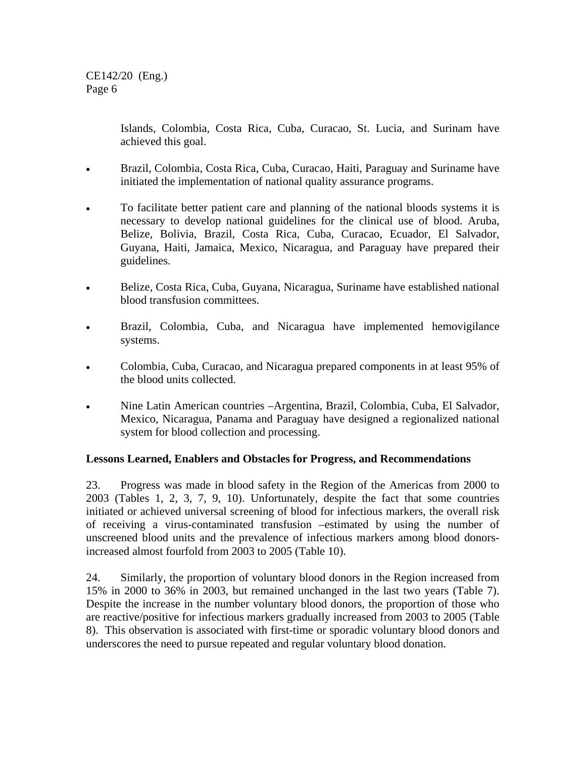Islands, Colombia, Costa Rica, Cuba, Curacao, St. Lucia, and Surinam have achieved this goal.

- Brazil, Colombia, Costa Rica, Cuba, Curacao, Haiti, Paraguay and Suriname have initiated the implementation of national quality assurance programs.
- To facilitate better patient care and planning of the national bloods systems it is necessary to develop national guidelines for the clinical use of blood. Aruba, Belize, Bolivia, Brazil, Costa Rica, Cuba, Curacao, Ecuador, El Salvador, Guyana, Haiti, Jamaica, Mexico, Nicaragua, and Paraguay have prepared their guidelines.
- Belize, Costa Rica, Cuba, Guyana, Nicaragua, Suriname have established national blood transfusion committees.
- Brazil, Colombia, Cuba, and Nicaragua have implemented hemovigilance systems.
- Colombia, Cuba, Curacao, and Nicaragua prepared components in at least 95% of the blood units collected.
- Nine Latin American countries –Argentina, Brazil, Colombia, Cuba, El Salvador, Mexico, Nicaragua, Panama and Paraguay have designed a regionalized national system for blood collection and processing.

**Lessons Learned, Enablers and Obstacles for Progress, and Recommendations**

23. Progress was made in blood safety in the Region of the Americas from 2000 to 2003 (Tables 1, 2, 3, 7, 9, 10). Unfortunately, despite the fact that some countries initiated or achieved universal screening of blood for infectious markers, the overall risk of receiving a virus-contaminated transfusion –estimated by using the number of unscreened blood units and the prevalence of infectious markers among blood donors-increased almost fourfold from 2003 to 2005 (Table 10).

24. Similarly, the proportion of voluntary blood donors in the Region increased from 15% in 2000 to 36% in 2003, but remained unchanged in the last two years (Table 7). Despite the increase in the number voluntary blood donors, the proportion of those who are reactive/positive for infectious markers gradually increased from 2003 to 2005 (Table 8). This observation is associated with first-time or sporadic voluntary blood donors and underscores the need to pursue repeated and regular voluntary blood donation.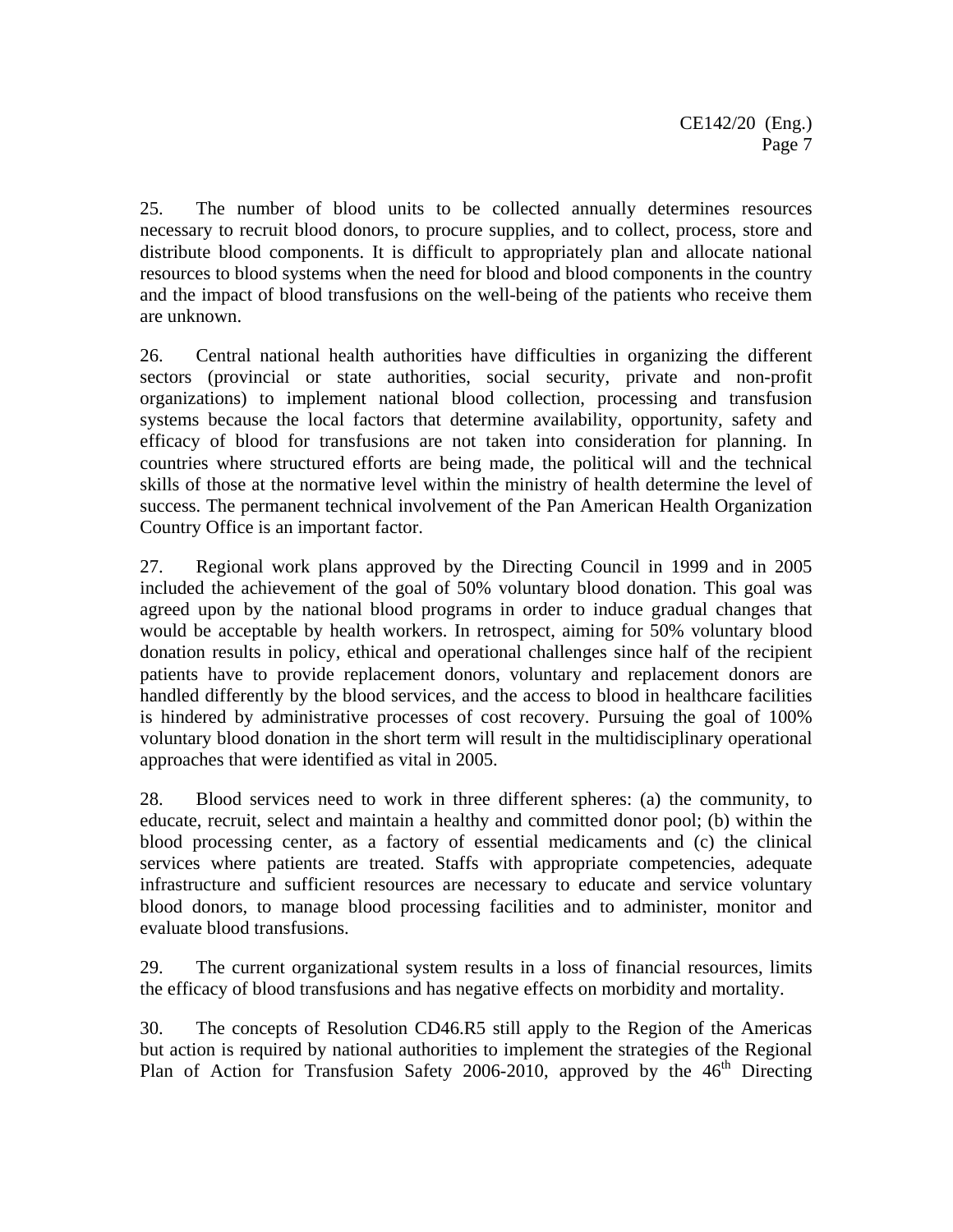25. The number of blood units to be collected annually determines resources necessary to recruit blood donors, to procure supplies, and to collect, process, store and distribute blood components. It is difficult to appropriately plan and allocate national resources to blood systems when the need for blood and blood components in the country and the impact of blood transfusions on the well-being of the patients who receive them are unknown.

26. Central national health authorities have difficulties in organizing the different sectors (provincial or state authorities, social security, private and non-profit organizations) to implement national blood collection, processing and transfusion systems because the local factors that determine availability, opportunity, safety and efficacy of blood for transfusions are not taken into consideration for planning. In countries where structured efforts are being made, the political will and the technical skills of those at the normative level within the ministry of health determine the level of success. The permanent technical involvement of the Pan American Health Organization Country Office is an important factor.

27. Regional work plans approved by the Directing Council in 1999 and in 2005 included the achievement of the goal of 50% voluntary blood donation. This goal was agreed upon by the national blood programs in order to induce gradual changes that would be acceptable by health workers. In retrospect, aiming for 50% voluntary blood donation results in policy, ethical and operational challenges since half of the recipient patients have to provide replacement donors, voluntary and replacement donors are handled differently by the blood services, and the access to blood in healthcare facilities is hindered by administrative processes of cost recovery. Pursuing the goal of 100% voluntary blood donation in the short term will result in the multidisciplinary operational approaches that were identified as vital in 2005.

28. Blood services need to work in three different spheres: (a) the community, to educate, recruit, select and maintain a healthy and committed donor pool; (b) within the blood processing center, as a factory of essential medicaments and (c) the clinical services where patients are treated. Staffs with appropriate competencies, adequate infrastructure and sufficient resources are necessary to educate and service voluntary blood donors, to manage blood processing facilities and to administer, monitor and evaluate blood transfusions.

29. The current organizational system results in a loss of financial resources, limits the efficacy of blood transfusions and has negative effects on morbidity and mortality.

30. The concepts of Resolution CD46.R5 still apply to the Region of the Americas but action is required by national authorities to implement the strategies of the Regional Plan of Action for Transfusion Safety 2006-2010, approved by the 46th Directing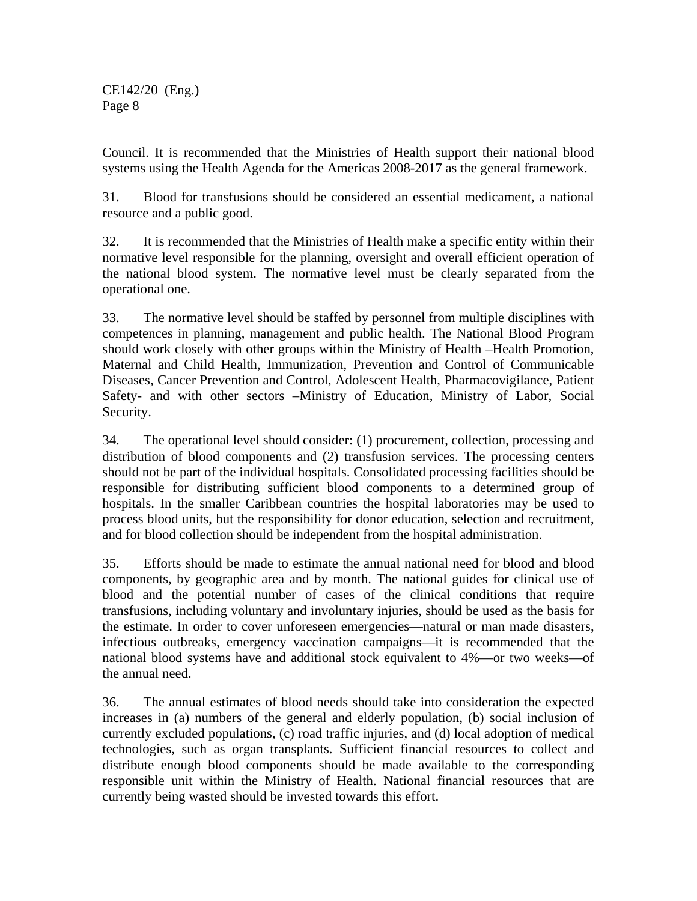Council. It is recommended that the Ministries of Health support their national blood systems using the Health Agenda for the Americas 2008-2017 as the general framework.

31. Blood for transfusions should be considered an essential medicament, a national resource and a public good.

32. It is recommended that the Ministries of Health make a specific entity within their normative level responsible for the planning, oversight and overall efficient operation of the national blood system. The normative level must be clearly separated from the operational one.

33. The normative level should be staffed by personnel from multiple disciplines with competences in planning, management and public health. The National Blood Program should work closely with other groups within the Ministry of Health –Health Promotion, Maternal and Child Health, Immunization, Prevention and Control of Communicable Diseases, Cancer Prevention and Control, Adolescent Health, Pharmacovigilance, Patient Safety- and with other sectors –Ministry of Education, Ministry of Labor, Social Security.

34. The operational level should consider: (1) procurement, collection, processing and distribution of blood components and (2) transfusion services. The processing centers should not be part of the individual hospitals. Consolidated processing facilities should be responsible for distributing sufficient blood components to a determined group of hospitals. In the smaller Caribbean countries the hospital laboratories may be used to process blood units, but the responsibility for donor education, selection and recruitment, and for blood collection should be independent from the hospital administration.

35. Efforts should be made to estimate the annual national need for blood and blood components, by geographic area and by month. The national guides for clinical use of blood and the potential number of cases of the clinical conditions that require transfusions, including voluntary and involuntary injuries, should be used as the basis for the estimate. In order to cover unforeseen emergencies—natural or man made disasters, infectious outbreaks, emergency vaccination campaigns—it is recommended that the national blood systems have and additional stock equivalent to 4%—or two weeks—of the annual need.

36. The annual estimates of blood needs should take into consideration the expected increases in (a) numbers of the general and elderly population, (b) social inclusion of currently excluded populations, (c) road traffic injuries, and (d) local adoption of medical technologies, such as organ transplants. Sufficient financial resources to collect and distribute enough blood components should be made available to the corresponding responsible unit within the Ministry of Health. National financial resources that are currently being wasted should be invested towards this effort.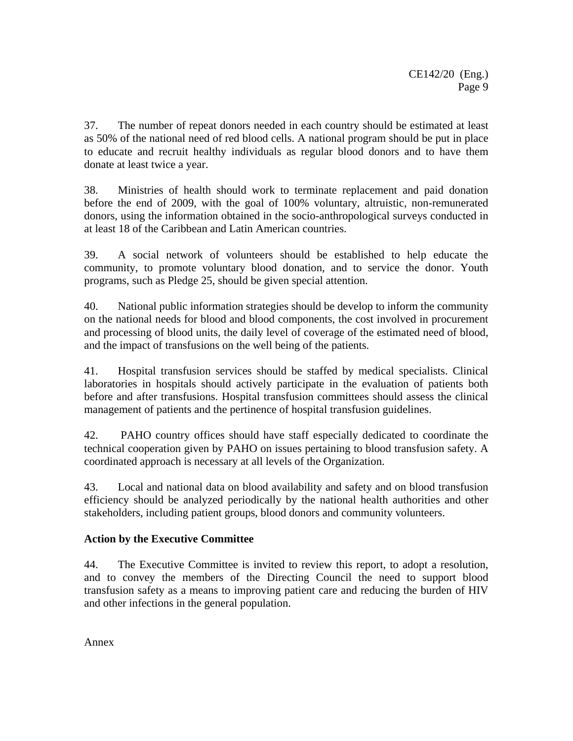37. The number of repeat donors needed in each country should be estimated at least as 50% of the national need of red blood cells. A national program should be put in place to educate and recruit healthy individuals as regular blood donors and to have them donate at least twice a year.

38. Ministries of health should work to terminate replacement and paid donation before the end of 2009, with the goal of 100% voluntary, altruistic, non-remunerated donors, using the information obtained in the socio-anthropological surveys conducted in at least 18 of the Caribbean and Latin American countries.

39. A social network of volunteers should be established to help educate the community, to promote voluntary blood donation, and to service the donor. Youth programs, such as Pledge 25, should be given special attention.

40. National public information strategies should be develop to inform the community on the national needs for blood and blood components, the cost involved in procurement and processing of blood units, the daily level of coverage of the estimated need of blood, and the impact of transfusions on the well being of the patients.

41. Hospital transfusion services should be staffed by medical specialists. Clinical laboratories in hospitals should actively participate in the evaluation of patients both before and after transfusions. Hospital transfusion committees should assess the clinical management of patients and the pertinence of hospital transfusion guidelines.

42. PAHO country offices should have staff especially dedicated to coordinate the technical cooperation given by PAHO on issues pertaining to blood transfusion safety. A coordinated approach is necessary at all levels of the Organization.

43. Local and national data on blood availability and safety and on blood transfusion efficiency should be analyzed periodically by the national health authorities and other stakeholders, including patient groups, blood donors and community volunteers.

**Action by the Executive Committee**

44. The Executive Committee is invited to review this report, to adopt a resolution, and to convey the members of the Directing Council the need to support blood transfusion safety as a means to improving patient care and reducing the burden of HIV and other infections in the general population.

Annex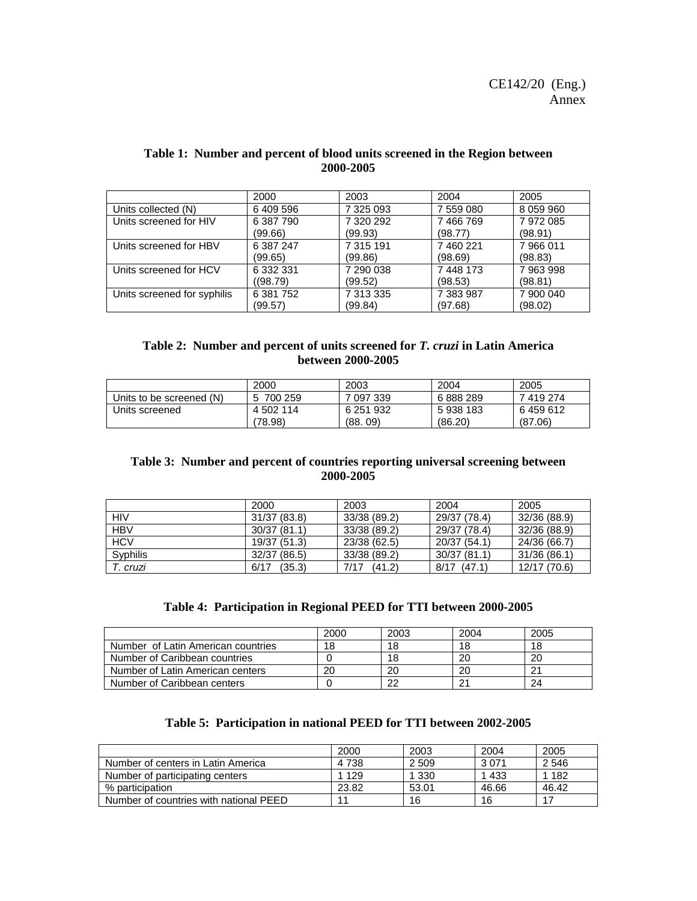CE142/20 (Eng.)
Annex

**Table 1: Number and percent of blood units screened in the Region between 2000-2005**

| | 2000 | 2003 | 2004 | 2005 |
|---|---|---|---|---|
| Units collected (N) | 6 409 596 | 7 325 093 | 7 559 080 | 8 059 960 |
| Units screened for HIV | 6 387 790 (99.66) | 7 320 292 (99.93) | 7 466 769 (98.77) | 7 972 085 (98.91) |
| Units screened for HBV | 6 387 247 (99.65) | 7 315 191 (99.86) | 7 460 221 (98.69) | 7 966 011 (98.83) |
| Units screened for HCV | 6 332 331 ((98.79) | 7 290 038 (99.52) | 7 448 173 (98.53) | 7 963 998 (98.81) |
| Units screened for syphilis | 6 381 752 (99.57) | 7 313 335 (99.84) | 7 383 987 (97.68) | 7 900 040 (98.02) |

**Table 2: Number and percent of units screened for *T. cruzi* in Latin America between 2000-2005**

| | 2000 | 2003 | 2004 | 2005 |
|---|---|---|---|---|
| Units to be screened (N) | 5 700 259 | 7 097 339 | 6 888 289 | 7 419 274 |
| Units screened | 4 502 114 (78.98) | 6 251 932 (88. 09) | 5 938 183 (86.20) | 6 459 612 (87.06) |

**Table 3: Number and percent of countries reporting universal screening between 2000-2005**

| | 2000 | 2003 | 2004 | 2005 |
|---|---|---|---|---|
| HIV | 31/37 (83.8) | 33/38 (89.2) | 29/37 (78.4) | 32/36 (88.9) |
| HBV | 30/37 (81.1) | 33/38 (89.2) | 29/37 (78.4) | 32/36 (88.9) |
| HCV | 19/37 (51.3) | 23/38 (62.5) | 20/37 (54.1) | 24/36 (66.7) |
| Syphilis | 32/37 (86.5) | 33/38 (89.2) | 30/37 (81.1) | 31/36 (86.1) |
| *T. cruzi* | 6/17 (35.3) | 7/17 (41.2) | 8/17 (47.1) | 12/17 (70.6) |

**Table 4: Participation in Regional PEED for TTI between 2000-2005**

| | 2000 | 2003 | 2004 | 2005 |
|---|---|---|---|---|
| Number of Latin American countries | 18 | 18 | 18 | 18 |
| Number of Caribbean countries | 0 | 18 | 20 | 20 |
| Number of Latin American centers | 20 | 20 | 20 | 21 |
| Number of Caribbean centers | 0 | 22 | 21 | 24 |

**Table 5: Participation in national PEED for TTI between 2002-2005**

| | 2000 | 2003 | 2004 | 2005 |
|---|---|---|---|---|
| Number of centers in Latin America | 4 738 | 2 509 | 3 071 | 2 546 |
| Number of participating centers | 1 129 | 1 330 | 1 433 | 1 182 |
| % participation | 23.82 | 53.01 | 46.66 | 46.42 |
| Number of countries with national PEED | 11 | 16 | 16 | 17 |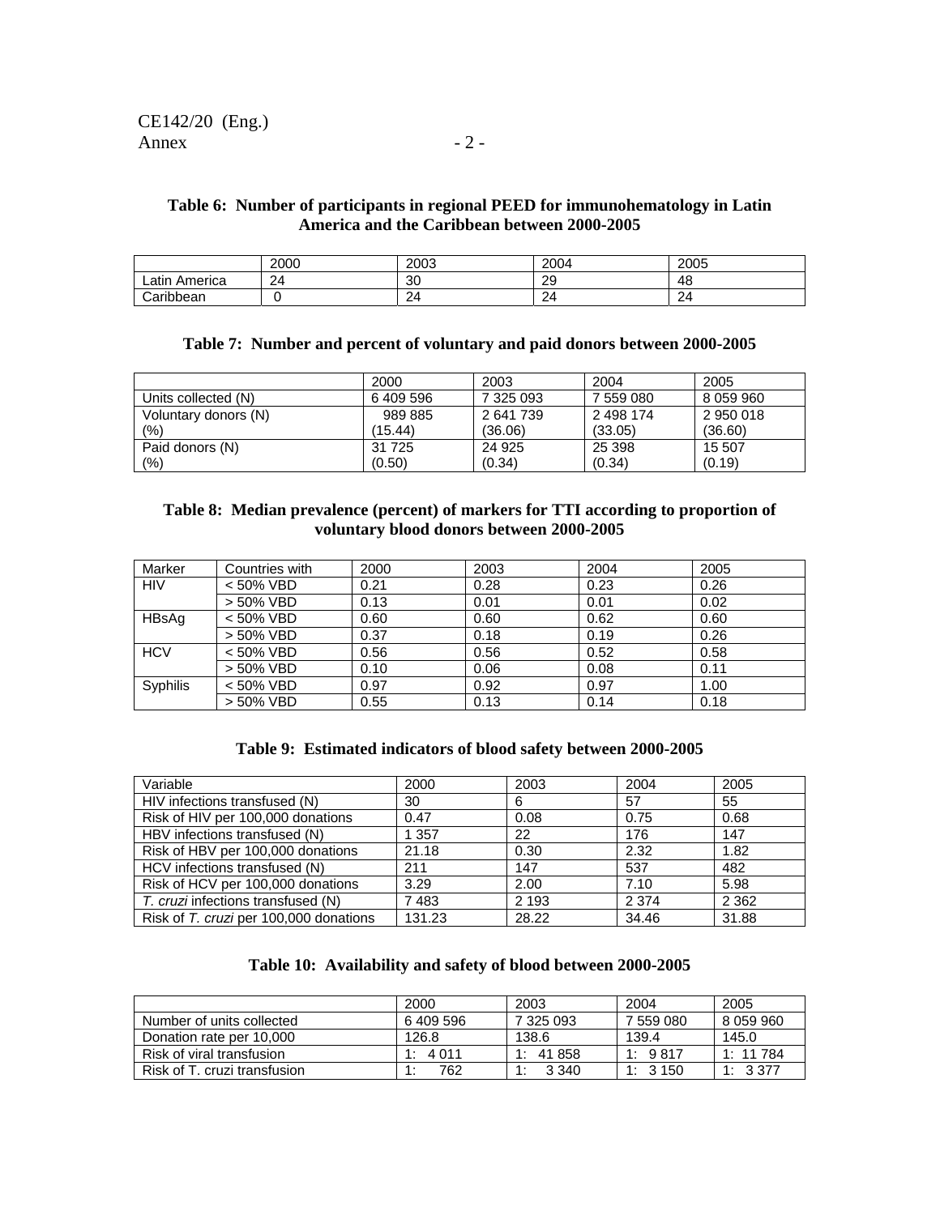**Table 6: Number of participants in regional PEED for immunohematology in Latin America and the Caribbean between 2000-2005**

| | 2000 | 2003 | 2004 | 2005 |
|---|---|---|---|---|
| Latin America | 24 | 30 | 29 | 48 |
| Caribbean | 0 | 24 | 24 | 24 |

**Table 7: Number and percent of voluntary and paid donors between 2000-2005**

| | 2000 | 2003 | 2004 | 2005 |
|---|---|---|---|---|
| Units collected (N) | 6 409 596 | 7 325 093 | 7 559 080 | 8 059 960 |
| Voluntary donors (N) (%) | 989 885 (15.44) | 2 641 739 (36.06) | 2 498 174 (33.05) | 2 950 018 (36.60) |
| Paid donors (N) (%) | 31 725 (0.50) | 24 925 (0.34) | 25 398 (0.34) | 15 507 (0.19) |

**Table 8: Median prevalence (percent) of markers for TTI according to proportion of voluntary blood donors between 2000-2005**

| Marker | Countries with | 2000 | 2003 | 2004 | 2005 |
|---|---|---|---|---|---|
| HIV | < 50% VBD | 0.21 | 0.28 | 0.23 | 0.26 |
| | > 50% VBD | 0.13 | 0.01 | 0.01 | 0.02 |
| HBsAg | < 50% VBD | 0.60 | 0.60 | 0.62 | 0.60 |
| | > 50% VBD | 0.37 | 0.18 | 0.19 | 0.26 |
| HCV | < 50% VBD | 0.56 | 0.56 | 0.52 | 0.58 |
| | > 50% VBD | 0.10 | 0.06 | 0.08 | 0.11 |
| Syphilis | < 50% VBD | 0.97 | 0.92 | 0.97 | 1.00 |
| | > 50% VBD | 0.55 | 0.13 | 0.14 | 0.18 |

**Table 9: Estimated indicators of blood safety between 2000-2005**

| Variable | 2000 | 2003 | 2004 | 2005 |
|---|---|---|---|---|
| HIV infections transfused (N) | 30 | 6 | 57 | 55 |
| Risk of HIV per 100,000 donations | 0.47 | 0.08 | 0.75 | 0.68 |
| HBV infections transfused (N) | 1 357 | 22 | 176 | 147 |
| Risk of HBV per 100,000 donations | 21.18 | 0.30 | 2.32 | 1.82 |
| HCV infections transfused (N) | 211 | 147 | 537 | 482 |
| Risk of HCV per 100,000 donations | 3.29 | 2.00 | 7.10 | 5.98 |
| *T. cruzi* infections transfused (N) | 7 483 | 2 193 | 2 374 | 2 362 |
| Risk of *T. cruzi* per 100,000 donations | 131.23 | 28.22 | 34.46 | 31.88 |

**Table 10: Availability and safety of blood between 2000-2005**

| | 2000 | 2003 | 2004 | 2005 |
|---|---|---|---|---|
| Number of units collected | 6 409 596 | 7 325 093 | 7 559 080 | 8 059 960 |
| Donation rate per 10,000 | 126.8 | 138.6 | 139.4 | 145.0 |
| Risk of viral transfusion | 1: 4 011 | 1: 41 858 | 1: 9 817 | 1: 11 784 |
| Risk of T. cruzi transfusion | 1: 762 | 1: 3 340 | 1: 3 150 | 1: 3 377 |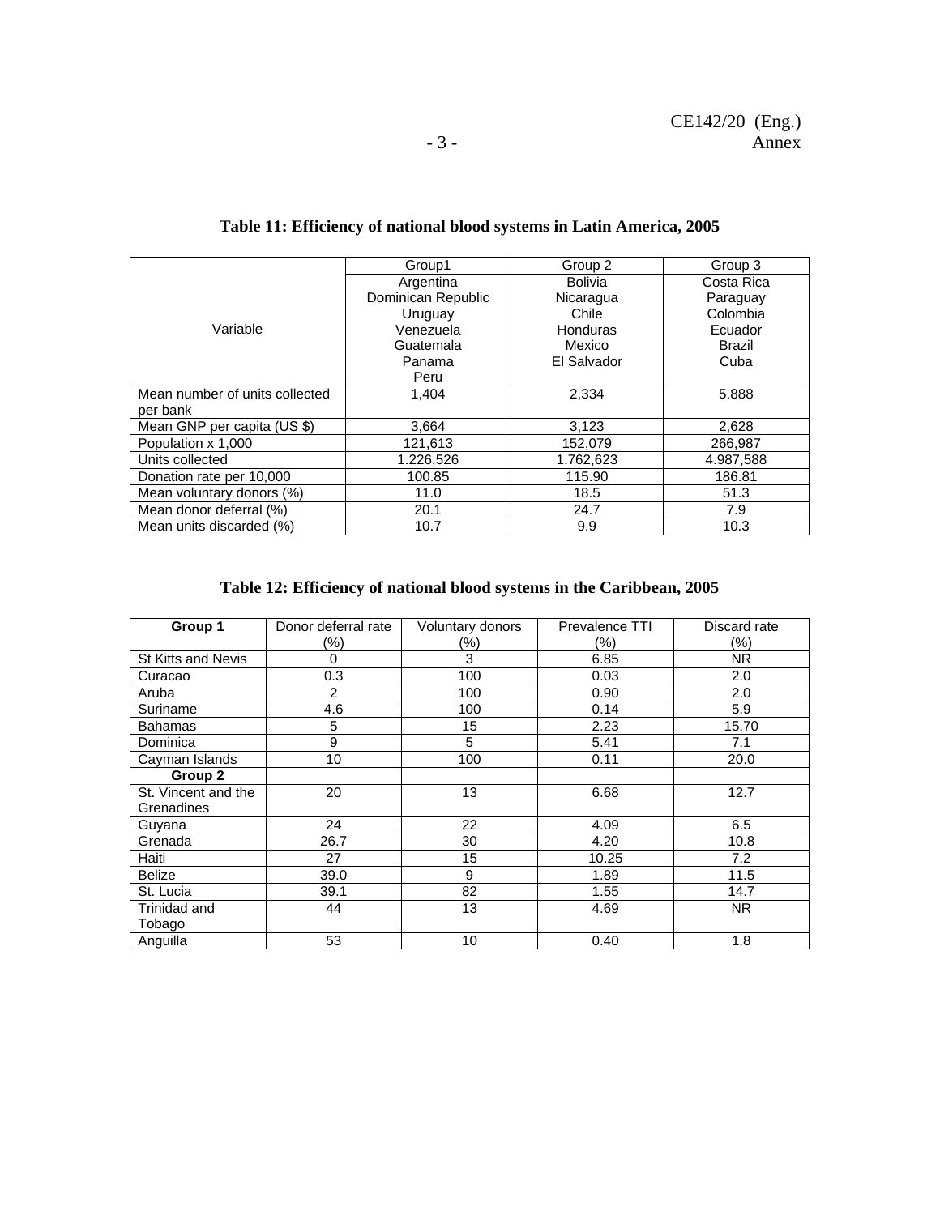**Table 11: Efficiency of national blood systems in Latin America, 2005**

| Variable | Group1 | Group 2 | Group 3 |
|---|---|---|---|
| | Argentina<br>Dominican Republic<br>Uruguay<br>Venezuela<br>Guatemala<br>Panama<br>Peru | Bolivia<br>Nicaragua<br>Chile<br>Honduras<br>Mexico<br>El Salvador | Costa Rica<br>Paraguay<br>Colombia<br>Ecuador<br>Brazil<br>Cuba |
| Mean number of units collected per bank | 1,404 | 2,334 | 5.888 |
| Mean GNP per capita (US $) | 3,664 | 3,123 | 2,628 |
| Population x 1,000 | 121,613 | 152,079 | 266,987 |
| Units collected | 1.226,526 | 1.762,623 | 4.987,588 |
| Donation rate per 10,000 | 100.85 | 115.90 | 186.81 |
| Mean voluntary donors (%) | 11.0 | 18.5 | 51.3 |
| Mean donor deferral (%) | 20.1 | 24.7 | 7.9 |
| Mean units discarded (%) | 10.7 | 9.9 | 10.3 |

**Table 12: Efficiency of national blood systems in the Caribbean, 2005**

| **Group 1** | Donor deferral rate (%) | Voluntary donors (%) | Prevalence TTI (%) | Discard rate (%) |
|---|---|---|---|---|
| St Kitts and Nevis | 0 | 3 | 6.85 | NR |
| Curacao | 0.3 | 100 | 0.03 | 2.0 |
| Aruba | 2 | 100 | 0.90 | 2.0 |
| Suriname | 4.6 | 100 | 0.14 | 5.9 |
| Bahamas | 5 | 15 | 2.23 | 15.70 |
| Dominica | 9 | 5 | 5.41 | 7.1 |
| Cayman Islands | 10 | 100 | 0.11 | 20.0 |
| **Group 2** | | | | |
| St. Vincent and the Grenadines | 20 | 13 | 6.68 | 12.7 |
| Guyana | 24 | 22 | 4.09 | 6.5 |
| Grenada | 26.7 | 30 | 4.20 | 10.8 |
| Haiti | 27 | 15 | 10.25 | 7.2 |
| Belize | 39.0 | 9 | 1.89 | 11.5 |
| St. Lucia | 39.1 | 82 | 1.55 | 14.7 |
| Trinidad and Tobago | 44 | 13 | 4.69 | NR |
| Anguilla | 53 | 10 | 0.40 | 1.8 |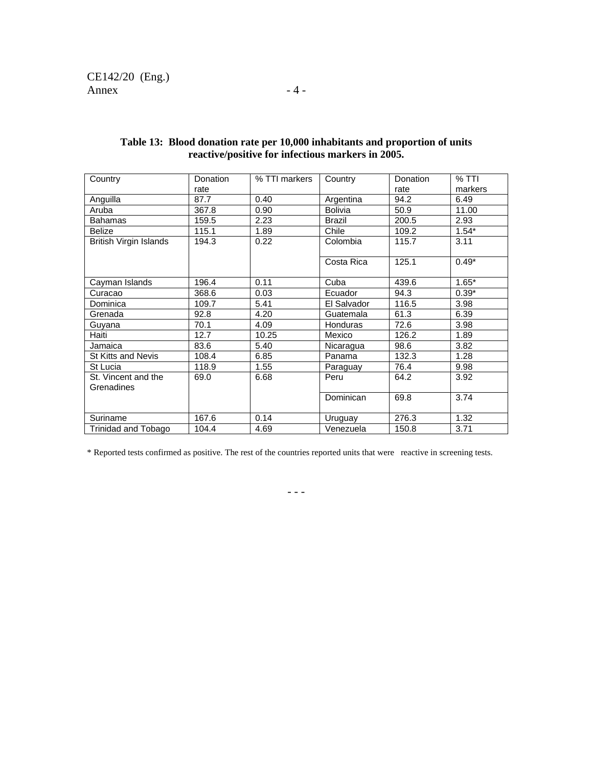**Table 13: Blood donation rate per 10,000 inhabitants and proportion of units reactive/positive for infectious markers in 2005.**

| Country | Donation rate | % TTI markers | Country | Donation rate | % TTI markers |
|---|---|---|---|---|---|
| Anguilla | 87.7 | 0.40 | Argentina | 94.2 | 6.49 |
| Aruba | 367.8 | 0.90 | Bolivia | 50.9 | 11.00 |
| Bahamas | 159.5 | 2.23 | Brazil | 200.5 | 2.93 |
| Belize | 115.1 | 1.89 | Chile | 109.2 | 1.54* |
| British Virgin Islands | 194.3 | 0.22 | Colombia | 115.7 | 3.11 |
| | | | Costa Rica | 125.1 | 0.49* |
| Cayman Islands | 196.4 | 0.11 | Cuba | 439.6 | 1.65* |
| Curacao | 368.6 | 0.03 | Ecuador | 94.3 | 0.39* |
| Dominica | 109.7 | 5.41 | El Salvador | 116.5 | 3.98 |
| Grenada | 92.8 | 4.20 | Guatemala | 61.3 | 6.39 |
| Guyana | 70.1 | 4.09 | Honduras | 72.6 | 3.98 |
| Haiti | 12.7 | 10.25 | Mexico | 126.2 | 1.89 |
| Jamaica | 83.6 | 5.40 | Nicaragua | 98.6 | 3.82 |
| St Kitts and Nevis | 108.4 | 6.85 | Panama | 132.3 | 1.28 |
| St Lucia | 118.9 | 1.55 | Paraguay | 76.4 | 9.98 |
| St. Vincent and the Grenadines | 69.0 | 6.68 | Peru | 64.2 | 3.92 |
| | | | Dominican | 69.8 | 3.74 |
| Suriname | 167.6 | 0.14 | Uruguay | 276.3 | 1.32 |
| Trinidad and Tobago | 104.4 | 4.69 | Venezuela | 150.8 | 3.71 |

* Reported tests confirmed as positive. The rest of the countries reported units that were reactive in screening tests.

- - -